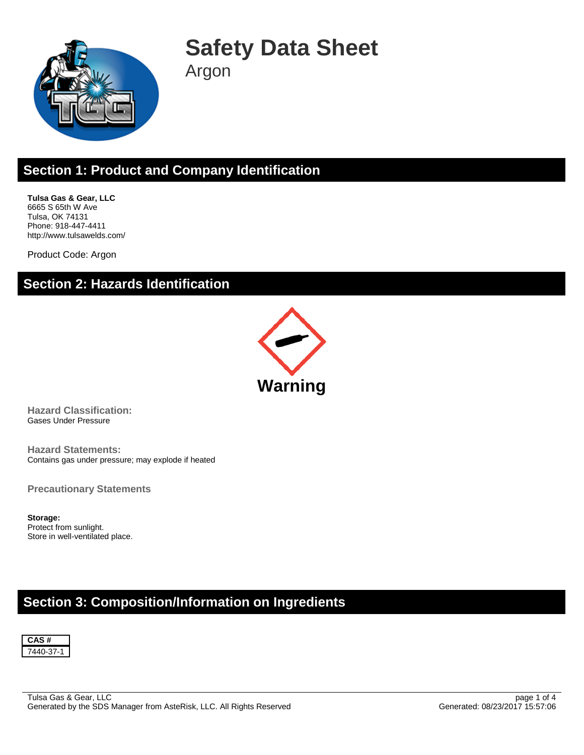# Safety Data Sheet

Argon

## Section 1: Product and Company Identification

**Tulsa Gas & Gear, LLC**
6665 S 65th W Ave
Tulsa, OK 74131
Phone: 918-447-4411
http://www.tulsawelds.com/

Product Code: Argon

## Section 2: Hazards Identification

**Warning**

**Hazard Classification:**
Gases Under Pressure

**Hazard Statements:**
Contains gas under pressure; may explode if heated

**Precautionary Statements**

**Storage:**
Protect from sunlight.
Store in well-ventilated place.

## Section 3: Composition/Information on Ingredients

| CAS # |
|---|
| 7440-37-1 |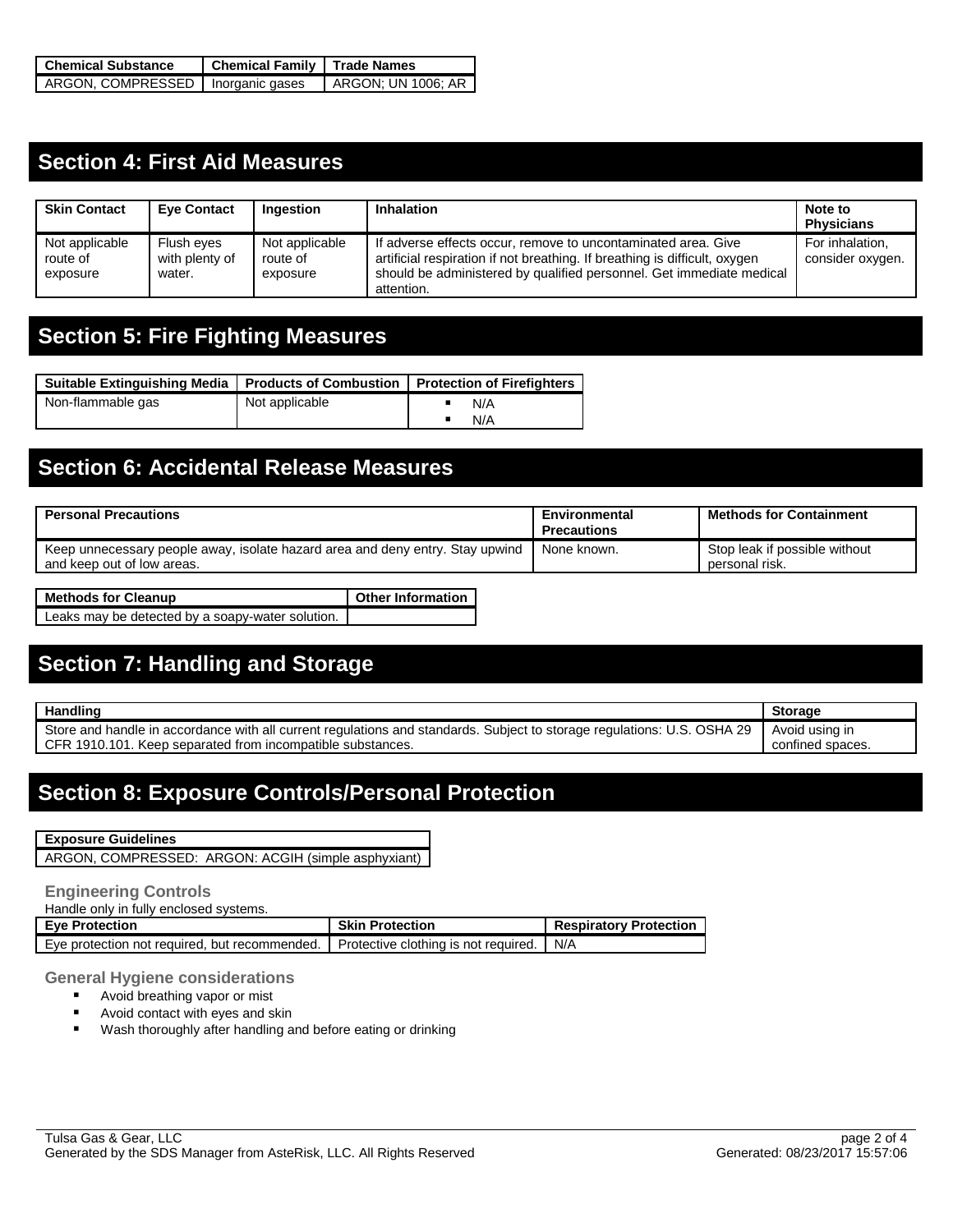| Chemical Substance | Chemical Family | Trade Names |
| --- | --- | --- |
| ARGON, COMPRESSED | Inorganic gases | ARGON; UN 1006; AR |

## Section 4: First Aid Measures

| Skin Contact | Eye Contact | Ingestion | Inhalation | Note to Physicians |
| --- | --- | --- | --- | --- |
| Not applicable route of exposure | Flush eyes with plenty of water. | Not applicable route of exposure | If adverse effects occur, remove to uncontaminated area. Give artificial respiration if not breathing. If breathing is difficult, oxygen should be administered by qualified personnel. Get immediate medical attention. | For inhalation, consider oxygen. |

## Section 5: Fire Fighting Measures

| Suitable Extinguishing Media | Products of Combustion | Protection of Firefighters |
| --- | --- | --- |
| Non-flammable gas | Not applicable | ▪ N/A<br>▪ N/A |

## Section 6: Accidental Release Measures

| Personal Precautions | Environmental Precautions | Methods for Containment |
| --- | --- | --- |
| Keep unnecessary people away, isolate hazard area and deny entry. Stay upwind and keep out of low areas. | None known. | Stop leak if possible without personal risk. |

| Methods for Cleanup | Other Information |
| --- | --- |
| Leaks may be detected by a soapy-water solution. | |

## Section 7: Handling and Storage

| Handling | Storage |
| --- | --- |
| Store and handle in accordance with all current regulations and standards. Subject to storage regulations: U.S. OSHA 29 CFR 1910.101. Keep separated from incompatible substances. | Avoid using in confined spaces. |

## Section 8: Exposure Controls/Personal Protection

| Exposure Guidelines |
| --- |
| ARGON, COMPRESSED: ARGON: ACGIH (simple asphyxiant) |

### Engineering Controls

Handle only in fully enclosed systems.

| Eye Protection | Skin Protection | Respiratory Protection |
| --- | --- | --- |
| Eye protection not required, but recommended. | Protective clothing is not required. | N/A |

### General Hygiene considerations

- Avoid breathing vapor or mist
- Avoid contact with eyes and skin
- Wash thoroughly after handling and before eating or drinking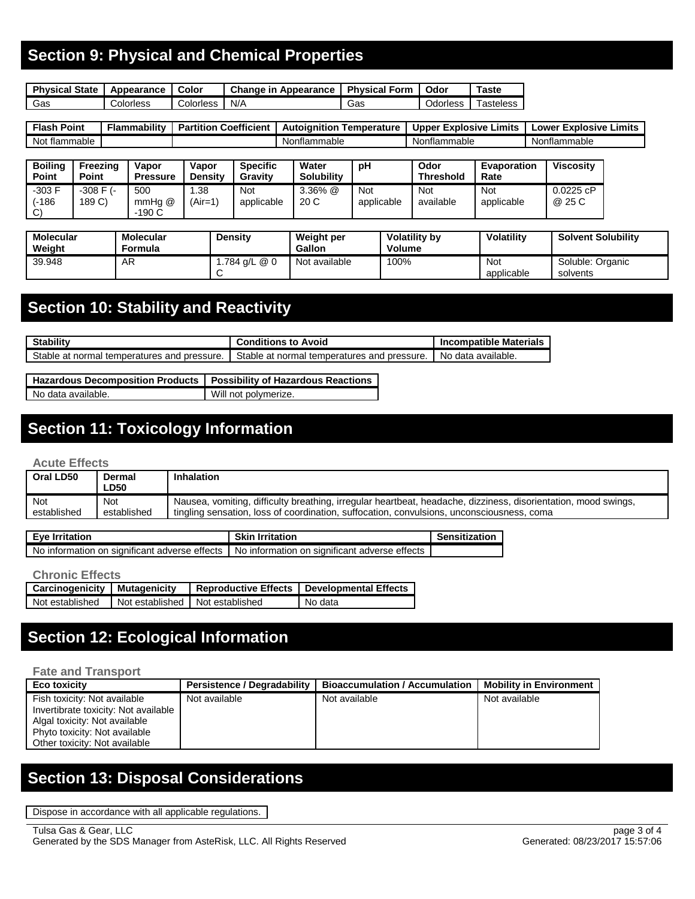## Section 9: Physical and Chemical Properties

| Physical State | Appearance | Color | Change in Appearance | Physical Form | Odor | Taste |
|---|---|---|---|---|---|---|
| Gas | Colorless | Colorless | N/A | Gas | Odorless | Tasteless |

| Flash Point | Flammability | Partition Coefficient | Autoignition Temperature | Upper Explosive Limits | Lower Explosive Limits |
|---|---|---|---|---|---|
| Not flammable | | | Nonflammable | Nonflammable | Nonflammable |

| Boiling Point | Freezing Point | Vapor Pressure | Vapor Density | Specific Gravity | Water Solubility | pH | Odor Threshold | Evaporation Rate | Viscosity |
|---|---|---|---|---|---|---|---|---|---|
| -303 F (-186 C) | -308 F (-189 C) | 500 mmHg @ -190 C | 1.38 (Air=1) | Not applicable | 3.36% @ 20 C | Not applicable | Not available | Not applicable | 0.0225 cP @ 25 C |

| Molecular Weight | Molecular Formula | Density | Weight per Gallon | Volatility by Volume | Volatility | Solvent Solubility |
|---|---|---|---|---|---|---|
| 39.948 | AR | 1.784 g/L @ 0 C | Not available | 100% | Not applicable | Soluble: Organic solvents |

## Section 10: Stability and Reactivity

| Stability | Conditions to Avoid | Incompatible Materials |
|---|---|---|
| Stable at normal temperatures and pressure. | Stable at normal temperatures and pressure. | No data available. |

| Hazardous Decomposition Products | Possibility of Hazardous Reactions |
|---|---|
| No data available. | Will not polymerize. |

## Section 11: Toxicology Information

### Acute Effects

| Oral LD50 | Dermal LD50 | Inhalation |
|---|---|---|
| Not established | Not established | Nausea, vomiting, difficulty breathing, irregular heartbeat, headache, dizziness, disorientation, mood swings, tingling sensation, loss of coordination, suffocation, convulsions, unconsciousness, coma |

| Eye Irritation | Skin Irritation | Sensitization |
|---|---|---|
| No information on significant adverse effects | No information on significant adverse effects | |

### Chronic Effects

| Carcinogenicity | Mutagenicity | Reproductive Effects | Developmental Effects |
|---|---|---|---|
| Not established | Not established | Not established | No data |

## Section 12: Ecological Information

### Fate and Transport

| Eco toxicity | Persistence / Degradability | Bioaccumulation / Accumulation | Mobility in Environment |
|---|---|---|---|
| Fish toxicity: Not available<br>Invertibrate toxicity: Not available<br>Algal toxicity: Not available<br>Phyto toxicity: Not available<br>Other toxicity: Not available | Not available | Not available | Not available |

## Section 13: Disposal Considerations

Dispose in accordance with all applicable regulations.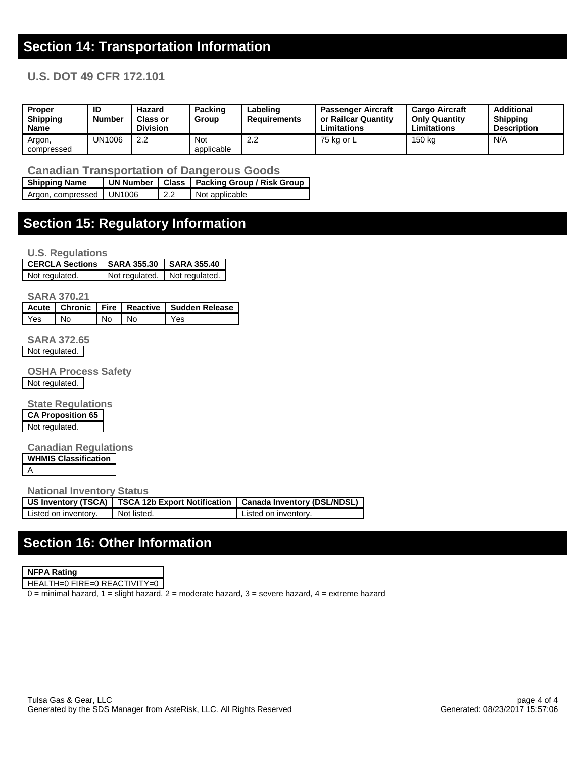## Section 14: Transportation Information

### U.S. DOT 49 CFR 172.101

| Proper Shipping Name | ID Number | Hazard Class or Division | Packing Group | Labeling Requirements | Passenger Aircraft or Railcar Quantity Limitations | Cargo Aircraft Only Quantity Limitations | Additional Shipping Description |
|---|---|---|---|---|---|---|---|
| Argon, compressed | UN1006 | 2.2 | Not applicable | 2.2 | 75 kg or L | 150 kg | N/A |

### Canadian Transportation of Dangerous Goods

| Shipping Name | UN Number | Class | Packing Group / Risk Group |
|---|---|---|---|
| Argon, compressed | UN1006 | 2.2 | Not applicable |

## Section 15: Regulatory Information

### U.S. Regulations

| CERCLA Sections | SARA 355.30 | SARA 355.40 |
|---|---|---|
| Not regulated. | Not regulated. | Not regulated. |

### SARA 370.21

| Acute | Chronic | Fire | Reactive | Sudden Release |
|---|---|---|---|---|
| Yes | No | No | No | Yes |

### SARA 372.65

Not regulated.

### OSHA Process Safety

Not regulated.

### State Regulations

| CA Proposition 65 |
|---|
| Not regulated. |

### Canadian Regulations

| WHMIS Classification |
|---|
| A |

### National Inventory Status

| US Inventory (TSCA) | TSCA 12b Export Notification | Canada Inventory (DSL/NDSL) |
|---|---|---|
| Listed on inventory. | Not listed. | Listed on inventory. |

## Section 16: Other Information

| NFPA Rating |
|---|
| HEALTH=0 FIRE=0 REACTIVITY=0 |

0 = minimal hazard, 1 = slight hazard, 2 = moderate hazard, 3 = severe hazard, 4 = extreme hazard

Tulsa Gas & Gear, LLC
Generated by the SDS Manager from AsteRisk, LLC. All Rights Reserved

Generated: 08/23/2017 15:57:06